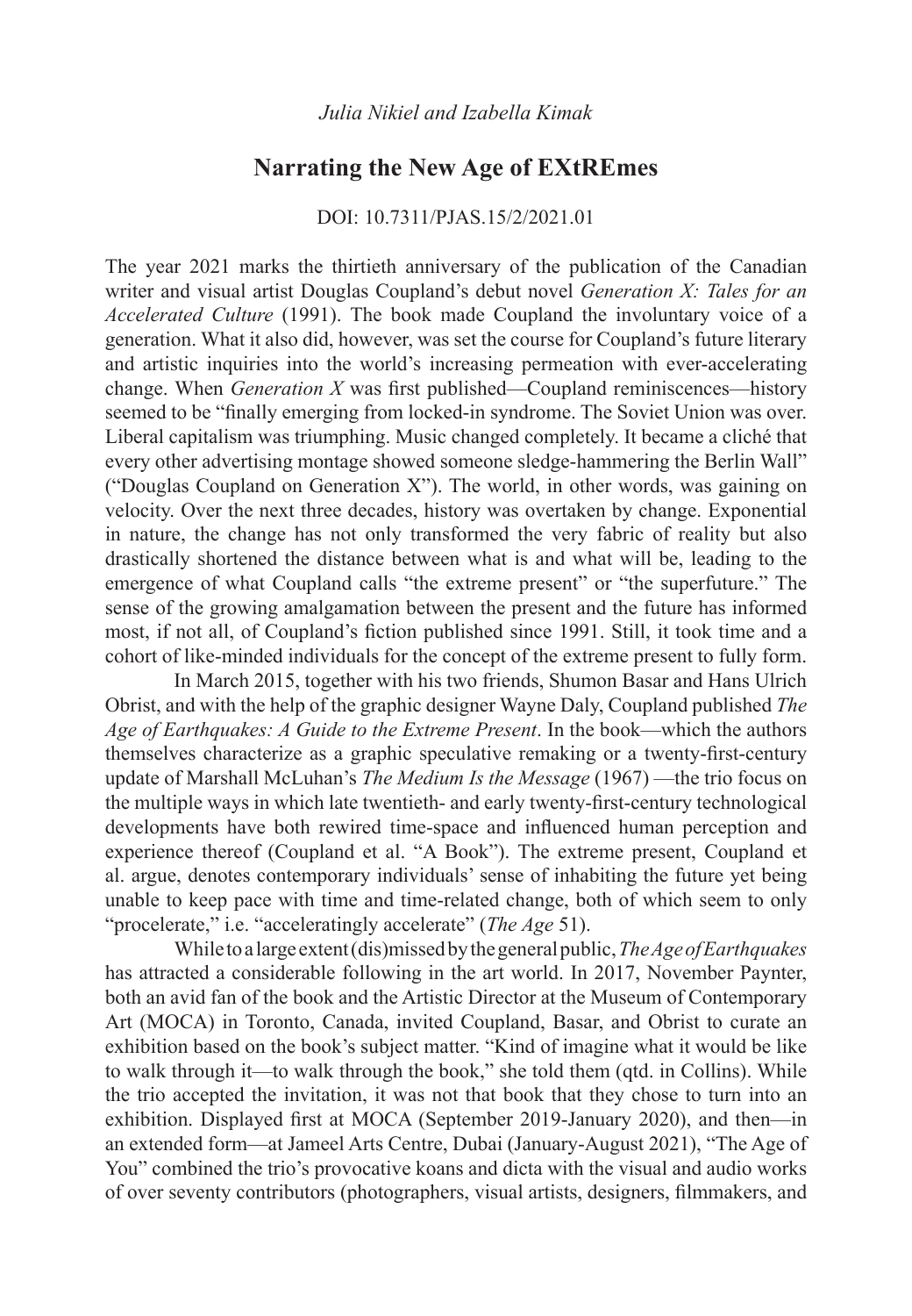*Julia Nikiel and Izabella Kimak*

# Narrating the New Age of EXtREmes

DOI: 10.7311/PJAS.15/2/2021.01

The year 2021 marks the thirtieth anniversary of the publication of the Canadian writer and visual artist Douglas Coupland's debut novel *Generation X: Tales for an Accelerated Culture* (1991). The book made Coupland the involuntary voice of a generation. What it also did, however, was set the course for Coupland's future literary and artistic inquiries into the world's increasing permeation with ever-accelerating change. When *Generation X* was first published—Coupland reminiscences—history seemed to be "finally emerging from locked-in syndrome. The Soviet Union was over. Liberal capitalism was triumphing. Music changed completely. It became a cliché that every other advertising montage showed someone sledge-hammering the Berlin Wall" ("Douglas Coupland on Generation X"). The world, in other words, was gaining on velocity. Over the next three decades, history was overtaken by change. Exponential in nature, the change has not only transformed the very fabric of reality but also drastically shortened the distance between what is and what will be, leading to the emergence of what Coupland calls "the extreme present" or "the superfuture." The sense of the growing amalgamation between the present and the future has informed most, if not all, of Coupland's fiction published since 1991. Still, it took time and a cohort of like-minded individuals for the concept of the extreme present to fully form.

In March 2015, together with his two friends, Shumon Basar and Hans Ulrich Obrist, and with the help of the graphic designer Wayne Daly, Coupland published *The Age of Earthquakes: A Guide to the Extreme Present*. In the book—which the authors themselves characterize as a graphic speculative remaking or a twenty-first-century update of Marshall McLuhan's *The Medium Is the Message* (1967) —the trio focus on the multiple ways in which late twentieth- and early twenty-first-century technological developments have both rewired time-space and influenced human perception and experience thereof (Coupland et al. "A Book"). The extreme present, Coupland et al. argue, denotes contemporary individuals' sense of inhabiting the future yet being unable to keep pace with time and time-related change, both of which seem to only "procelerate," i.e. "acceleratingly accelerate" (*The Age* 51).

While to a large extent (dis)missed by the general public, *The Age of Earthquakes* has attracted a considerable following in the art world. In 2017, November Paynter, both an avid fan of the book and the Artistic Director at the Museum of Contemporary Art (MOCA) in Toronto, Canada, invited Coupland, Basar, and Obrist to curate an exhibition based on the book's subject matter. "Kind of imagine what it would be like to walk through it—to walk through the book," she told them (qtd. in Collins). While the trio accepted the invitation, it was not that book that they chose to turn into an exhibition. Displayed first at MOCA (September 2019-January 2020), and then—in an extended form—at Jameel Arts Centre, Dubai (January-August 2021), "The Age of You" combined the trio's provocative koans and dicta with the visual and audio works of over seventy contributors (photographers, visual artists, designers, filmmakers, and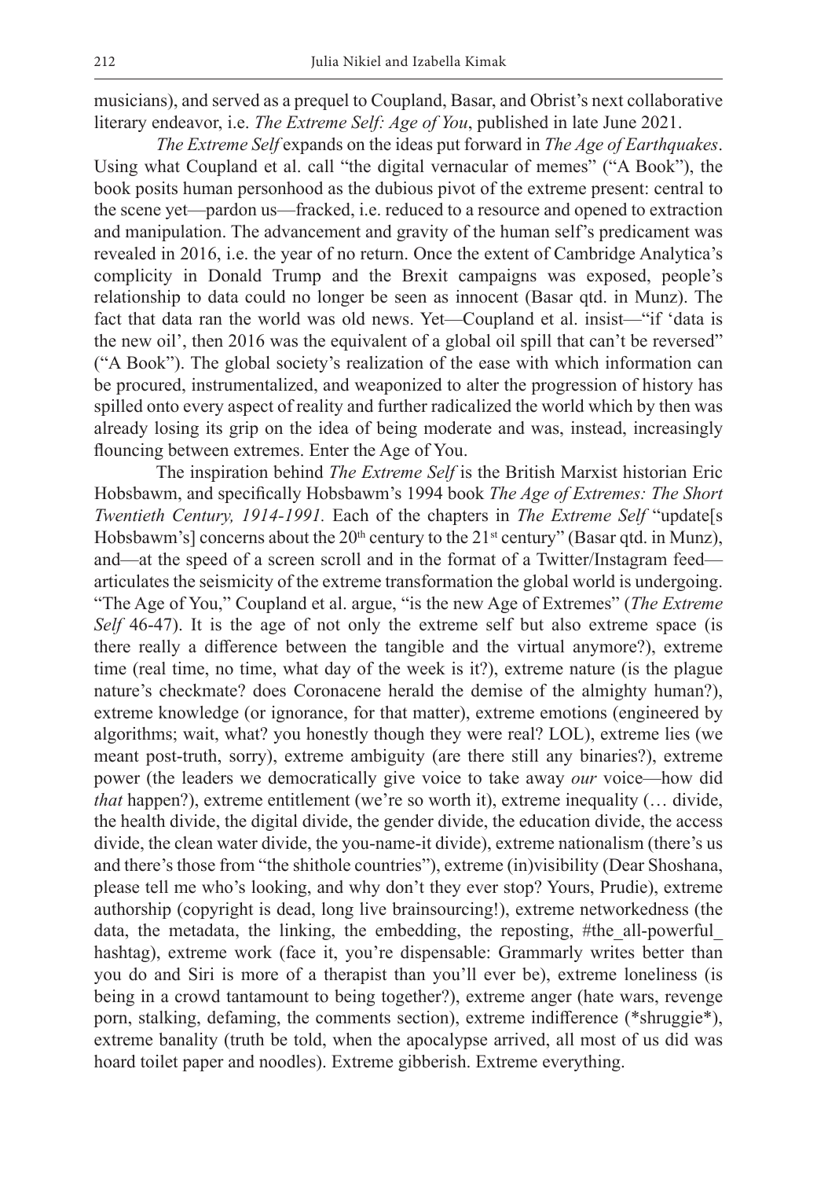musicians), and served as a prequel to Coupland, Basar, and Obrist's next collaborative literary endeavor, i.e. *The Extreme Self: Age of You*, published in late June 2021.

*The Extreme Self* expands on the ideas put forward in *The Age of Earthquakes*. Using what Coupland et al. call "the digital vernacular of memes" ("A Book"), the book posits human personhood as the dubious pivot of the extreme present: central to the scene yet—pardon us—fracked, i.e. reduced to a resource and opened to extraction and manipulation. The advancement and gravity of the human self's predicament was revealed in 2016, i.e. the year of no return. Once the extent of Cambridge Analytica's complicity in Donald Trump and the Brexit campaigns was exposed, people's relationship to data could no longer be seen as innocent (Basar qtd. in Munz). The fact that data ran the world was old news. Yet—Coupland et al. insist—"if 'data is the new oil', then 2016 was the equivalent of a global oil spill that can't be reversed" ("A Book"). The global society's realization of the ease with which information can be procured, instrumentalized, and weaponized to alter the progression of history has spilled onto every aspect of reality and further radicalized the world which by then was already losing its grip on the idea of being moderate and was, instead, increasingly flouncing between extremes. Enter the Age of You.

The inspiration behind *The Extreme Self* is the British Marxist historian Eric Hobsbawm, and specifically Hobsbawm's 1994 book *The Age of Extremes: The Short Twentieth Century, 1914-1991.* Each of the chapters in *The Extreme Self* "update[s Hobsbawm's] concerns about the 20th century to the 21st century" (Basar qtd. in Munz), and—at the speed of a screen scroll and in the format of a Twitter/Instagram feed—articulates the seismicity of the extreme transformation the global world is undergoing. "The Age of You," Coupland et al. argue, "is the new Age of Extremes" (*The Extreme Self* 46-47). It is the age of not only the extreme self but also extreme space (is there really a difference between the tangible and the virtual anymore?), extreme time (real time, no time, what day of the week is it?), extreme nature (is the plague nature's checkmate? does Coronacene herald the demise of the almighty human?), extreme knowledge (or ignorance, for that matter), extreme emotions (engineered by algorithms; wait, what? you honestly though they were real? LOL), extreme lies (we meant post-truth, sorry), extreme ambiguity (are there still any binaries?), extreme power (the leaders we democratically give voice to take away *our* voice—how did *that* happen?), extreme entitlement (we're so worth it), extreme inequality (… divide, the health divide, the digital divide, the gender divide, the education divide, the access divide, the clean water divide, the you-name-it divide), extreme nationalism (there's us and there's those from "the shithole countries"), extreme (in)visibility (Dear Shoshana, please tell me who's looking, and why don't they ever stop? Yours, Prudie), extreme authorship (copyright is dead, long live brainsourcing!), extreme networkedness (the data, the metadata, the linking, the embedding, the reposting, #the_all-powerful_hashtag), extreme work (face it, you're dispensable: Grammarly writes better than you do and Siri is more of a therapist than you'll ever be), extreme loneliness (is being in a crowd tantamount to being together?), extreme anger (hate wars, revenge porn, stalking, defaming, the comments section), extreme indifference (*shruggie*), extreme banality (truth be told, when the apocalypse arrived, all most of us did was hoard toilet paper and noodles). Extreme gibberish. Extreme everything.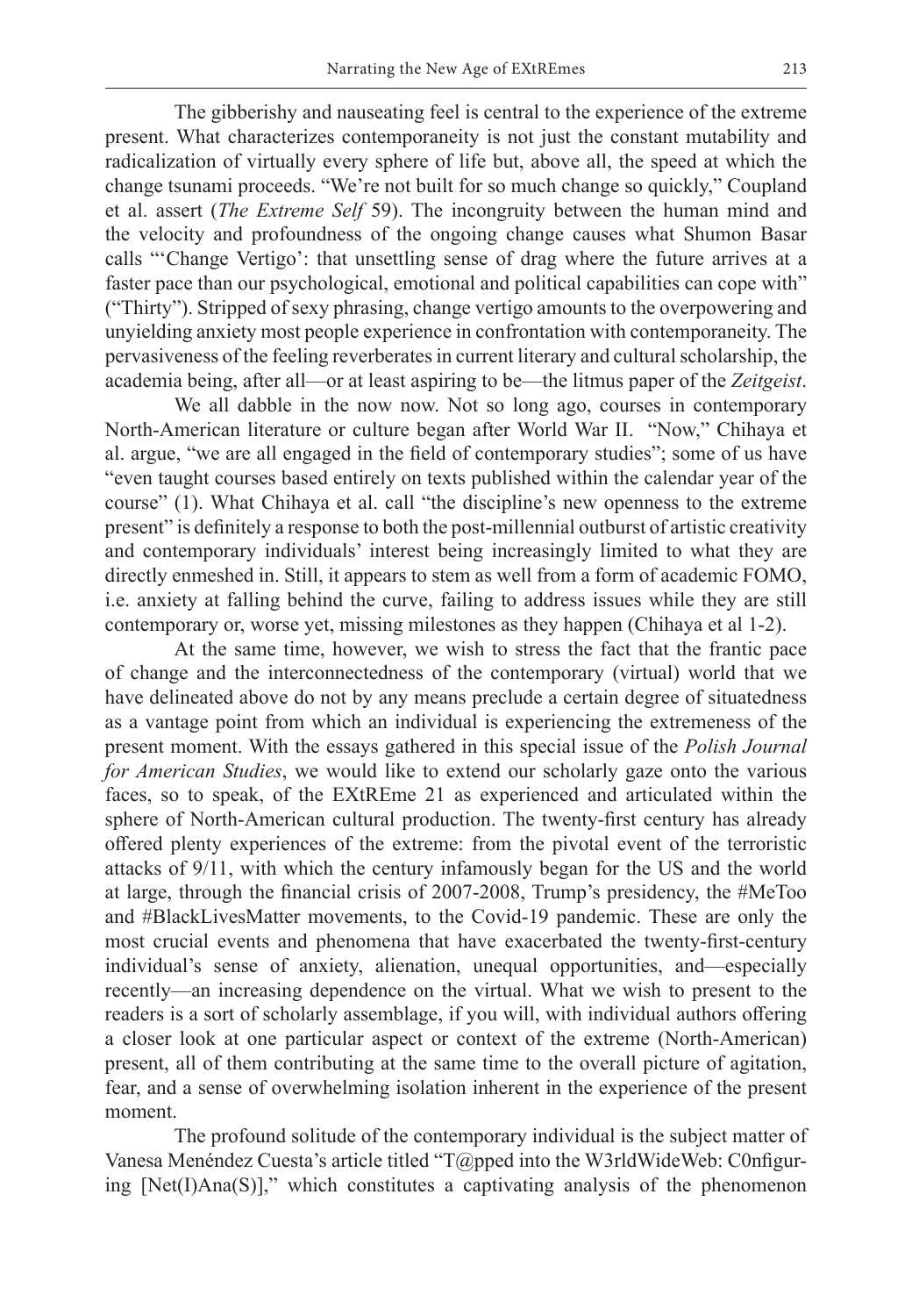The gibberishy and nauseating feel is central to the experience of the extreme present. What characterizes contemporaneity is not just the constant mutability and radicalization of virtually every sphere of life but, above all, the speed at which the change tsunami proceeds. "We're not built for so much change so quickly," Coupland et al. assert (*The Extreme Self* 59). The incongruity between the human mind and the velocity and profoundness of the ongoing change causes what Shumon Basar calls "'Change Vertigo': that unsettling sense of drag where the future arrives at a faster pace than our psychological, emotional and political capabilities can cope with" ("Thirty"). Stripped of sexy phrasing, change vertigo amounts to the overpowering and unyielding anxiety most people experience in confrontation with contemporaneity. The pervasiveness of the feeling reverberates in current literary and cultural scholarship, the academia being, after all—or at least aspiring to be—the litmus paper of the *Zeitgeist*.

We all dabble in the now now. Not so long ago, courses in contemporary North-American literature or culture began after World War II. "Now," Chihaya et al. argue, "we are all engaged in the field of contemporary studies"; some of us have "even taught courses based entirely on texts published within the calendar year of the course" (1). What Chihaya et al. call "the discipline's new openness to the extreme present" is definitely a response to both the post-millennial outburst of artistic creativity and contemporary individuals' interest being increasingly limited to what they are directly enmeshed in. Still, it appears to stem as well from a form of academic FOMO, i.e. anxiety at falling behind the curve, failing to address issues while they are still contemporary or, worse yet, missing milestones as they happen (Chihaya et al 1-2).

At the same time, however, we wish to stress the fact that the frantic pace of change and the interconnectedness of the contemporary (virtual) world that we have delineated above do not by any means preclude a certain degree of situatedness as a vantage point from which an individual is experiencing the extremeness of the present moment. With the essays gathered in this special issue of the *Polish Journal for American Studies*, we would like to extend our scholarly gaze onto the various faces, so to speak, of the EXtREme 21 as experienced and articulated within the sphere of North-American cultural production. The twenty-first century has already offered plenty experiences of the extreme: from the pivotal event of the terroristic attacks of 9/11, with which the century infamously began for the US and the world at large, through the financial crisis of 2007-2008, Trump's presidency, the #MeToo and #BlackLivesMatter movements, to the Covid-19 pandemic. These are only the most crucial events and phenomena that have exacerbated the twenty-first-century individual's sense of anxiety, alienation, unequal opportunities, and—especially recently—an increasing dependence on the virtual. What we wish to present to the readers is a sort of scholarly assemblage, if you will, with individual authors offering a closer look at one particular aspect or context of the extreme (North-American) present, all of them contributing at the same time to the overall picture of agitation, fear, and a sense of overwhelming isolation inherent in the experience of the present moment.

The profound solitude of the contemporary individual is the subject matter of Vanesa Menéndez Cuesta's article titled "T@pped into the W3rldWideWeb: C0nfiguring [Net(I)Ana(S)]," which constitutes a captivating analysis of the phenomenon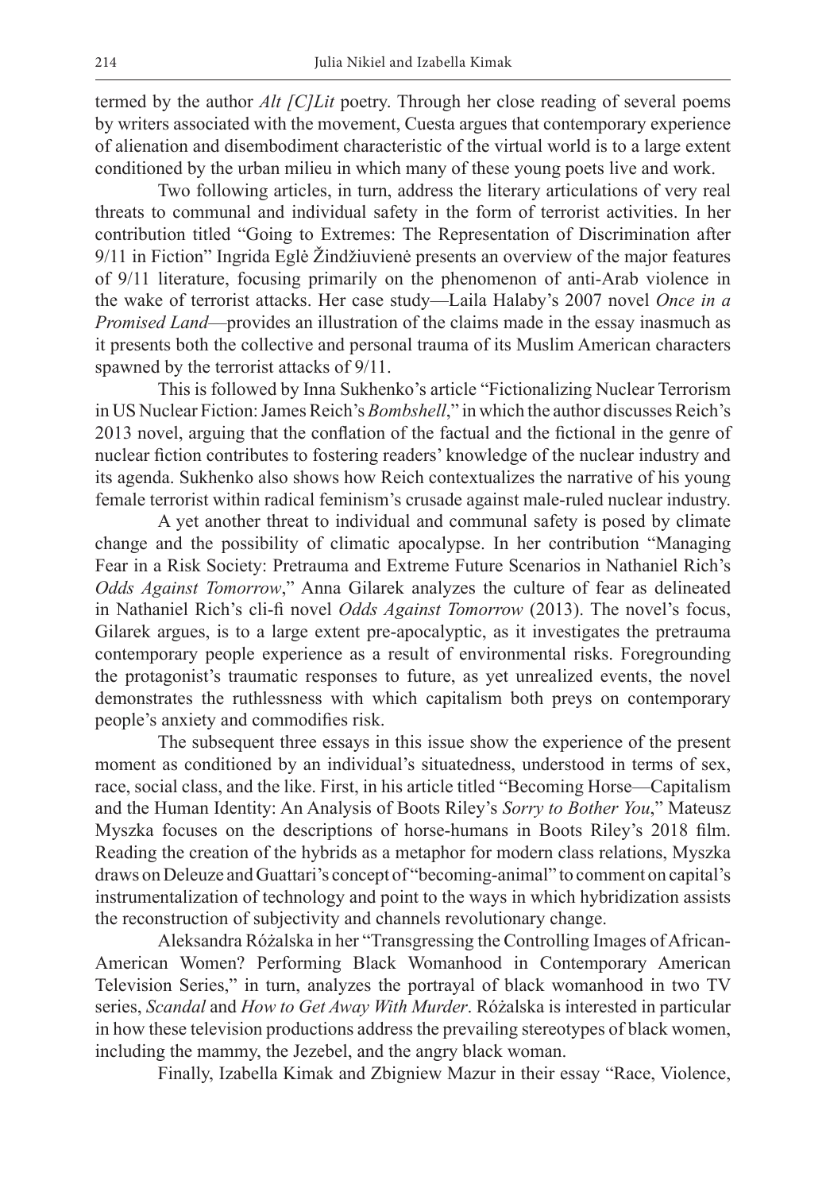termed by the author *Alt [C]Lit* poetry. Through her close reading of several poems by writers associated with the movement, Cuesta argues that contemporary experience of alienation and disembodiment characteristic of the virtual world is to a large extent conditioned by the urban milieu in which many of these young poets live and work.

Two following articles, in turn, address the literary articulations of very real threats to communal and individual safety in the form of terrorist activities. In her contribution titled "Going to Extremes: The Representation of Discrimination after 9/11 in Fiction" Ingrida Eglė Žindžiuvienė presents an overview of the major features of 9/11 literature, focusing primarily on the phenomenon of anti-Arab violence in the wake of terrorist attacks. Her case study—Laila Halaby's 2007 novel *Once in a Promised Land*—provides an illustration of the claims made in the essay inasmuch as it presents both the collective and personal trauma of its Muslim American characters spawned by the terrorist attacks of 9/11.

This is followed by Inna Sukhenko's article "Fictionalizing Nuclear Terrorism in US Nuclear Fiction: James Reich's *Bombshell*," in which the author discusses Reich's 2013 novel, arguing that the conflation of the factual and the fictional in the genre of nuclear fiction contributes to fostering readers' knowledge of the nuclear industry and its agenda. Sukhenko also shows how Reich contextualizes the narrative of his young female terrorist within radical feminism's crusade against male-ruled nuclear industry.

A yet another threat to individual and communal safety is posed by climate change and the possibility of climatic apocalypse. In her contribution "Managing Fear in a Risk Society: Pretrauma and Extreme Future Scenarios in Nathaniel Rich's *Odds Against Tomorrow*," Anna Gilarek analyzes the culture of fear as delineated in Nathaniel Rich's cli-fi novel *Odds Against Tomorrow* (2013). The novel's focus, Gilarek argues, is to a large extent pre-apocalyptic, as it investigates the pretrauma contemporary people experience as a result of environmental risks. Foregrounding the protagonist's traumatic responses to future, as yet unrealized events, the novel demonstrates the ruthlessness with which capitalism both preys on contemporary people's anxiety and commodifies risk.

The subsequent three essays in this issue show the experience of the present moment as conditioned by an individual's situatedness, understood in terms of sex, race, social class, and the like. First, in his article titled "Becoming Horse—Capitalism and the Human Identity: An Analysis of Boots Riley's *Sorry to Bother You*," Mateusz Myszka focuses on the descriptions of horse-humans in Boots Riley's 2018 film. Reading the creation of the hybrids as a metaphor for modern class relations, Myszka draws on Deleuze and Guattari's concept of "becoming-animal" to comment on capital's instrumentalization of technology and point to the ways in which hybridization assists the reconstruction of subjectivity and channels revolutionary change.

Aleksandra Różalska in her "Transgressing the Controlling Images of African-American Women? Performing Black Womanhood in Contemporary American Television Series," in turn, analyzes the portrayal of black womanhood in two TV series, *Scandal* and *How to Get Away With Murder*. Różalska is interested in particular in how these television productions address the prevailing stereotypes of black women, including the mammy, the Jezebel, and the angry black woman.

Finally, Izabella Kimak and Zbigniew Mazur in their essay "Race, Violence,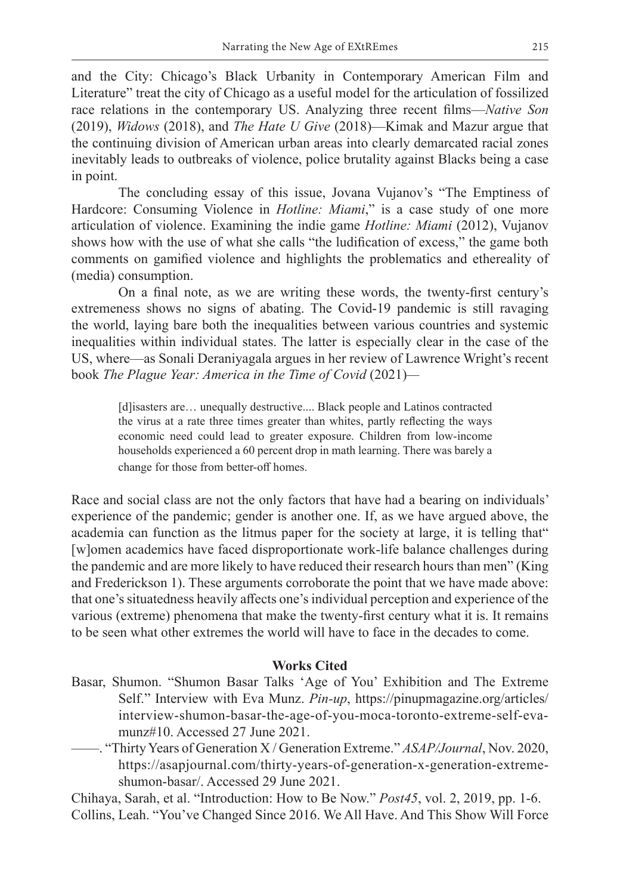and the City: Chicago's Black Urbanity in Contemporary American Film and Literature" treat the city of Chicago as a useful model for the articulation of fossilized race relations in the contemporary US. Analyzing three recent films—*Native Son* (2019), *Widows* (2018), and *The Hate U Give* (2018)—Kimak and Mazur argue that the continuing division of American urban areas into clearly demarcated racial zones inevitably leads to outbreaks of violence, police brutality against Blacks being a case in point.

The concluding essay of this issue, Jovana Vujanov's "The Emptiness of Hardcore: Consuming Violence in *Hotline: Miami*," is a case study of one more articulation of violence. Examining the indie game *Hotline: Miami* (2012), Vujanov shows how with the use of what she calls "the ludification of excess," the game both comments on gamified violence and highlights the problematics and ethereality of (media) consumption.

On a final note, as we are writing these words, the twenty-first century's extremeness shows no signs of abating. The Covid-19 pandemic is still ravaging the world, laying bare both the inequalities between various countries and systemic inequalities within individual states. The latter is especially clear in the case of the US, where—as Sonali Deraniyagala argues in her review of Lawrence Wright's recent book *The Plague Year: America in the Time of Covid* (2021)—

> [d]isasters are… unequally destructive.... Black people and Latinos contracted the virus at a rate three times greater than whites, partly reflecting the ways economic need could lead to greater exposure. Children from low-income households experienced a 60 percent drop in math learning. There was barely a change for those from better-off homes.

Race and social class are not the only factors that have had a bearing on individuals' experience of the pandemic; gender is another one. If, as we have argued above, the academia can function as the litmus paper for the society at large, it is telling that" [w]omen academics have faced disproportionate work-life balance challenges during the pandemic and are more likely to have reduced their research hours than men" (King and Frederickson 1). These arguments corroborate the point that we have made above: that one's situatedness heavily affects one's individual perception and experience of the various (extreme) phenomena that make the twenty-first century what it is. It remains to be seen what other extremes the world will have to face in the decades to come.

## Works Cited

Basar, Shumon. "Shumon Basar Talks 'Age of You' Exhibition and The Extreme Self." Interview with Eva Munz. *Pin-up*, https://pinupmagazine.org/articles/interview-shumon-basar-the-age-of-you-moca-toronto-extreme-self-eva-munz#10. Accessed 27 June 2021.

——. "Thirty Years of Generation X / Generation Extreme." *ASAP/Journal*, Nov. 2020, https://asapjournal.com/thirty-years-of-generation-x-generation-extreme-shumon-basar/. Accessed 29 June 2021.

Chihaya, Sarah, et al. "Introduction: How to Be Now." *Post45*, vol. 2, 2019, pp. 1-6.

Collins, Leah. "You've Changed Since 2016. We All Have. And This Show Will Force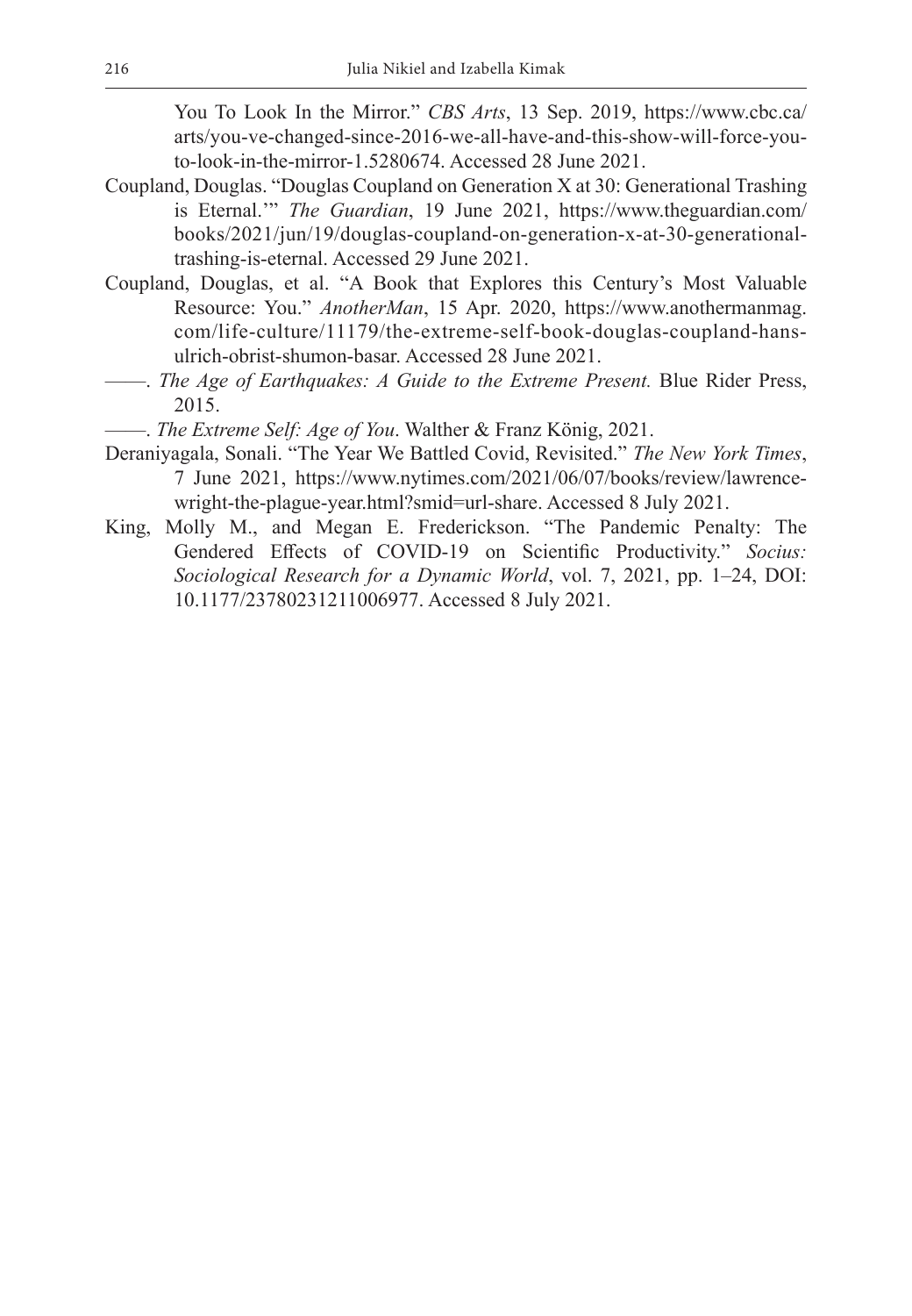You To Look In the Mirror." *CBS Arts*, 13 Sep. 2019, https://www.cbc.ca/arts/you-ve-changed-since-2016-we-all-have-and-this-show-will-force-you-to-look-in-the-mirror-1.5280674. Accessed 28 June 2021.

Coupland, Douglas. "Douglas Coupland on Generation X at 30: Generational Trashing is Eternal.'" *The Guardian*, 19 June 2021, https://www.theguardian.com/books/2021/jun/19/douglas-coupland-on-generation-x-at-30-generational-trashing-is-eternal. Accessed 29 June 2021.

Coupland, Douglas, et al. "A Book that Explores this Century's Most Valuable Resource: You." *AnotherMan*, 15 Apr. 2020, https://www.anothermanmag.com/life-culture/11179/the-extreme-self-book-douglas-coupland-hans-ulrich-obrist-shumon-basar. Accessed 28 June 2021.

——. *The Age of Earthquakes: A Guide to the Extreme Present.* Blue Rider Press, 2015.

——. *The Extreme Self: Age of You*. Walther & Franz König, 2021.

Deraniyagala, Sonali. "The Year We Battled Covid, Revisited." *The New York Times*, 7 June 2021, https://www.nytimes.com/2021/06/07/books/review/lawrence-wright-the-plague-year.html?smid=url-share. Accessed 8 July 2021.

King, Molly M., and Megan E. Frederickson. "The Pandemic Penalty: The Gendered Effects of COVID-19 on Scientific Productivity." *Socius: Sociological Research for a Dynamic World*, vol. 7, 2021, pp. 1–24, DOI: 10.1177/23780231211006977. Accessed 8 July 2021.